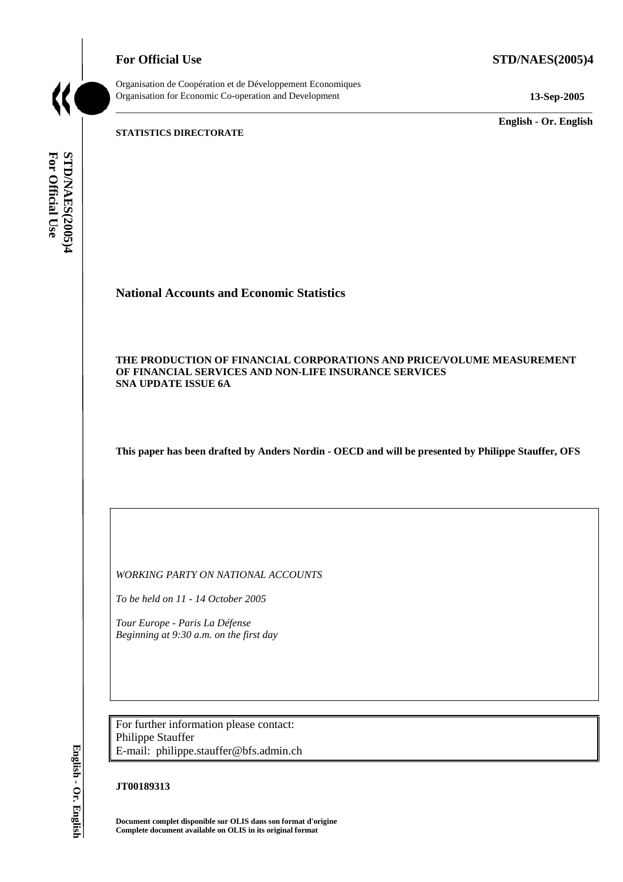**For Official Use** **STD/NAES(2005)4**

Organisation de Coopération et de Développement Economiques
Organisation for Economic Co-operation and Development **13-Sep-2005**

**English - Or. English**

**STATISTICS DIRECTORATE**

# National Accounts and Economic Statistics

**THE PRODUCTION OF FINANCIAL CORPORATIONS AND PRICE/VOLUME MEASUREMENT OF FINANCIAL SERVICES AND NON-LIFE INSURANCE SERVICES**
**SNA UPDATE ISSUE 6A**

**This paper has been drafted by Anders Nordin - OECD and will be presented by Philippe Stauffer, OFS**

*WORKING PARTY ON NATIONAL ACCOUNTS*

*To be held on 11 - 14 October 2005*

*Tour Europe - Paris La Défense*
*Beginning at 9:30 a.m. on the first day*

For further information please contact:
Philippe Stauffer
E-mail: philippe.stauffer@bfs.admin.ch

**JT00189313**

**Document complet disponible sur OLIS dans son format d'origine**
**Complete document available on OLIS in its original format**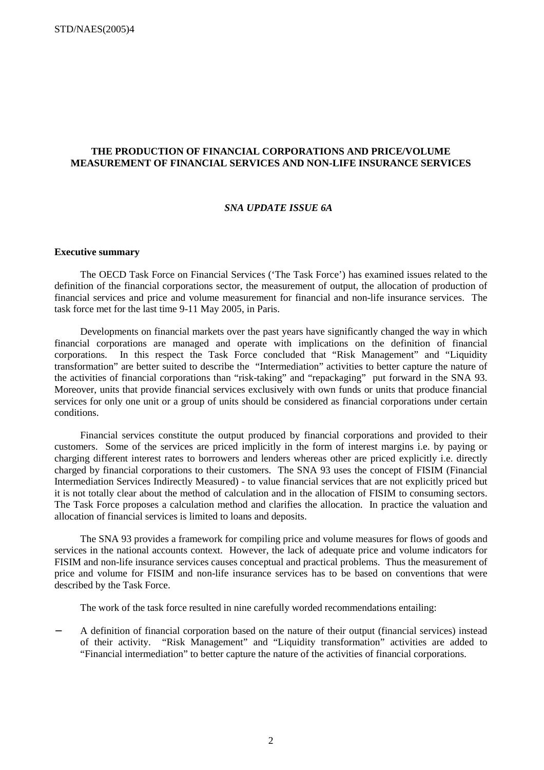## THE PRODUCTION OF FINANCIAL CORPORATIONS AND PRICE/VOLUME MEASUREMENT OF FINANCIAL SERVICES AND NON-LIFE INSURANCE SERVICES

### *SNA UPDATE ISSUE 6A*

**Executive summary**

The OECD Task Force on Financial Services ('The Task Force') has examined issues related to the definition of the financial corporations sector, the measurement of output, the allocation of production of financial services and price and volume measurement for financial and non-life insurance services. The task force met for the last time 9-11 May 2005, in Paris.

Developments on financial markets over the past years have significantly changed the way in which financial corporations are managed and operate with implications on the definition of financial corporations. In this respect the Task Force concluded that "Risk Management" and "Liquidity transformation" are better suited to describe the "Intermediation" activities to better capture the nature of the activities of financial corporations than "risk-taking" and "repackaging" put forward in the SNA 93. Moreover, units that provide financial services exclusively with own funds or units that produce financial services for only one unit or a group of units should be considered as financial corporations under certain conditions.

Financial services constitute the output produced by financial corporations and provided to their customers. Some of the services are priced implicitly in the form of interest margins i.e. by paying or charging different interest rates to borrowers and lenders whereas other are priced explicitly i.e. directly charged by financial corporations to their customers. The SNA 93 uses the concept of FISIM (Financial Intermediation Services Indirectly Measured) - to value financial services that are not explicitly priced but it is not totally clear about the method of calculation and in the allocation of FISIM to consuming sectors. The Task Force proposes a calculation method and clarifies the allocation. In practice the valuation and allocation of financial services is limited to loans and deposits.

The SNA 93 provides a framework for compiling price and volume measures for flows of goods and services in the national accounts context. However, the lack of adequate price and volume indicators for FISIM and non-life insurance services causes conceptual and practical problems. Thus the measurement of price and volume for FISIM and non-life insurance services has to be based on conventions that were described by the Task Force.

The work of the task force resulted in nine carefully worded recommendations entailing:

- A definition of financial corporation based on the nature of their output (financial services) instead of their activity. "Risk Management" and "Liquidity transformation" activities are added to "Financial intermediation" to better capture the nature of the activities of financial corporations.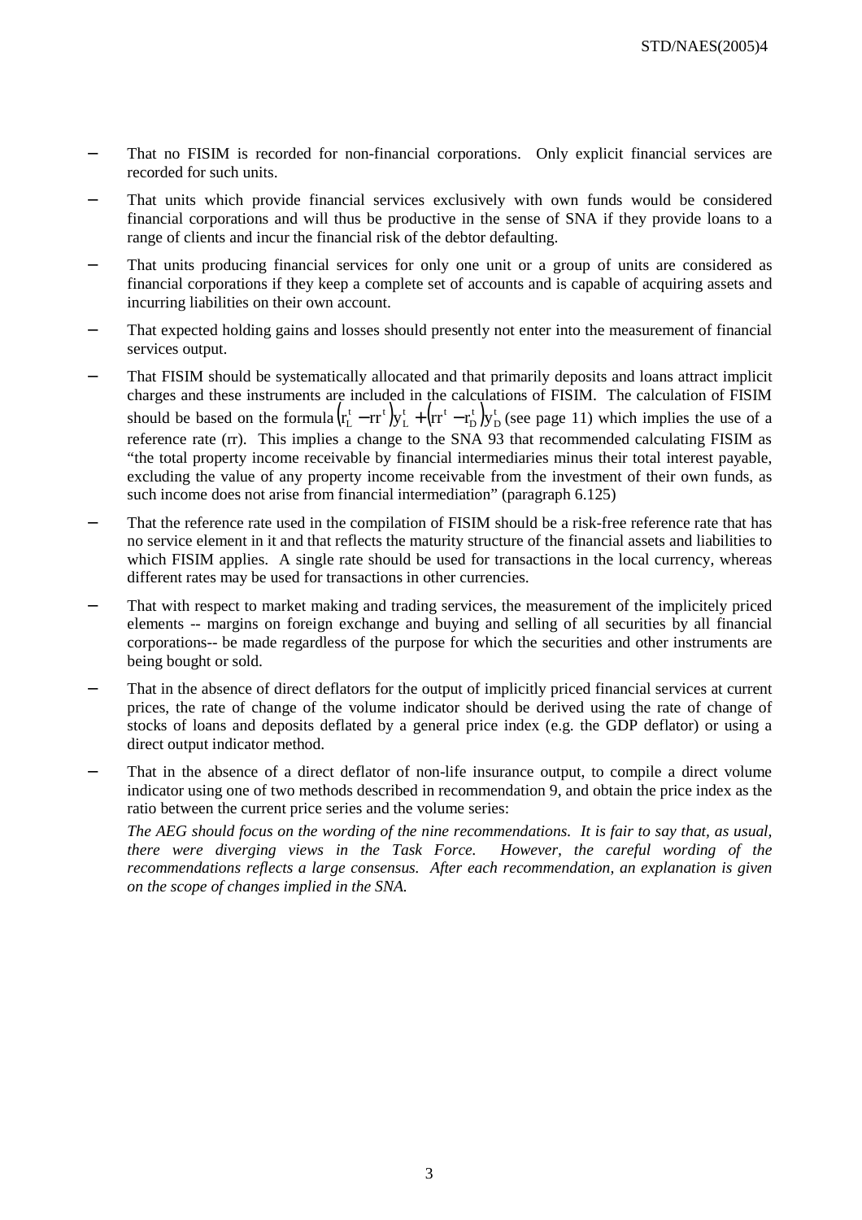- That no FISIM is recorded for non-financial corporations. Only explicit financial services are recorded for such units.
- That units which provide financial services exclusively with own funds would be considered financial corporations and will thus be productive in the sense of SNA if they provide loans to a range of clients and incur the financial risk of the debtor defaulting.
- That units producing financial services for only one unit or a group of units are considered as financial corporations if they keep a complete set of accounts and is capable of acquiring assets and incurring liabilities on their own account.
- That expected holding gains and losses should presently not enter into the measurement of financial services output.
- That FISIM should be systematically allocated and that primarily deposits and loans attract implicit charges and these instruments are included in the calculations of FISIM. The calculation of FISIM should be based on the formula $\left(r_L^t - rr^t\right)y_L^t + \left(rr^t - r_D^t\right)y_D^t$ (see page 11) which implies the use of a reference rate (rr). This implies a change to the SNA 93 that recommended calculating FISIM as "the total property income receivable by financial intermediaries minus their total interest payable, excluding the value of any property income receivable from the investment of their own funds, as such income does not arise from financial intermediation" (paragraph 6.125)
- That the reference rate used in the compilation of FISIM should be a risk-free reference rate that has no service element in it and that reflects the maturity structure of the financial assets and liabilities to which FISIM applies. A single rate should be used for transactions in the local currency, whereas different rates may be used for transactions in other currencies.
- That with respect to market making and trading services, the measurement of the implicitely priced elements -- margins on foreign exchange and buying and selling of all securities by all financial corporations-- be made regardless of the purpose for which the securities and other instruments are being bought or sold.
- That in the absence of direct deflators for the output of implicitly priced financial services at current prices, the rate of change of the volume indicator should be derived using the rate of change of stocks of loans and deposits deflated by a general price index (e.g. the GDP deflator) or using a direct output indicator method.
- That in the absence of a direct deflator of non-life insurance output, to compile a direct volume indicator using one of two methods described in recommendation 9, and obtain the price index as the ratio between the current price series and the volume series:

  *The AEG should focus on the wording of the nine recommendations. It is fair to say that, as usual, there were diverging views in the Task Force. However, the careful wording of the recommendations reflects a large consensus. After each recommendation, an explanation is given on the scope of changes implied in the SNA.*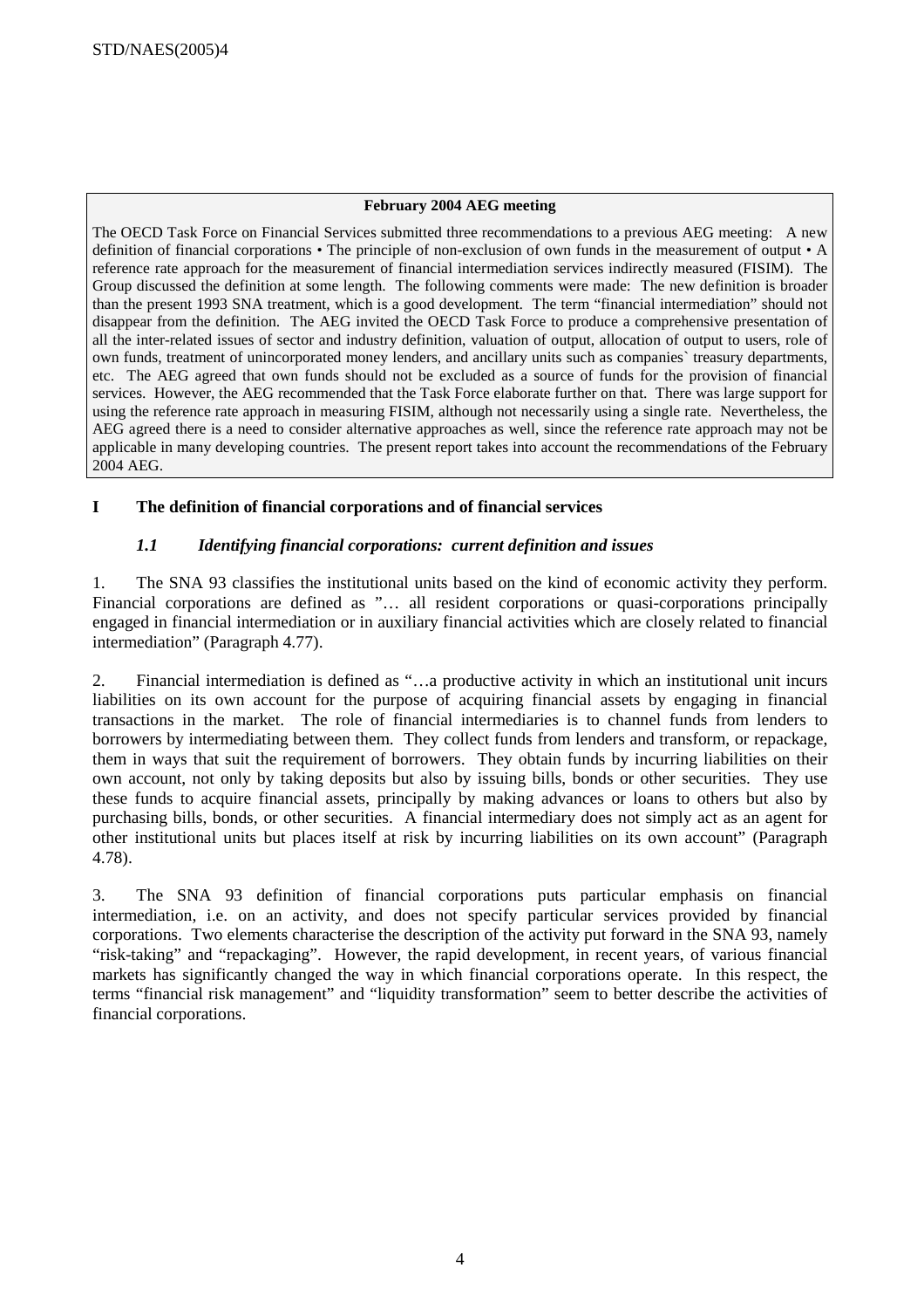**February 2004 AEG meeting**

The OECD Task Force on Financial Services submitted three recommendations to a previous AEG meeting: A new definition of financial corporations • The principle of non-exclusion of own funds in the measurement of output • A reference rate approach for the measurement of financial intermediation services indirectly measured (FISIM). The Group discussed the definition at some length. The following comments were made: The new definition is broader than the present 1993 SNA treatment, which is a good development. The term "financial intermediation" should not disappear from the definition. The AEG invited the OECD Task Force to produce a comprehensive presentation of all the inter-related issues of sector and industry definition, valuation of output, allocation of output to users, role of own funds, treatment of unincorporated money lenders, and ancillary units such as companies` treasury departments, etc. The AEG agreed that own funds should not be excluded as a source of funds for the provision of financial services. However, the AEG recommended that the Task Force elaborate further on that. There was large support for using the reference rate approach in measuring FISIM, although not necessarily using a single rate. Nevertheless, the AEG agreed there is a need to consider alternative approaches as well, since the reference rate approach may not be applicable in many developing countries. The present report takes into account the recommendations of the February 2004 AEG.

## I The definition of financial corporations and of financial services

### *1.1 Identifying financial corporations: current definition and issues*

1. The SNA 93 classifies the institutional units based on the kind of economic activity they perform. Financial corporations are defined as "… all resident corporations or quasi-corporations principally engaged in financial intermediation or in auxiliary financial activities which are closely related to financial intermediation" (Paragraph 4.77).

2. Financial intermediation is defined as "…a productive activity in which an institutional unit incurs liabilities on its own account for the purpose of acquiring financial assets by engaging in financial transactions in the market. The role of financial intermediaries is to channel funds from lenders to borrowers by intermediating between them. They collect funds from lenders and transform, or repackage, them in ways that suit the requirement of borrowers. They obtain funds by incurring liabilities on their own account, not only by taking deposits but also by issuing bills, bonds or other securities. They use these funds to acquire financial assets, principally by making advances or loans to others but also by purchasing bills, bonds, or other securities. A financial intermediary does not simply act as an agent for other institutional units but places itself at risk by incurring liabilities on its own account" (Paragraph 4.78).

3. The SNA 93 definition of financial corporations puts particular emphasis on financial intermediation, i.e. on an activity, and does not specify particular services provided by financial corporations. Two elements characterise the description of the activity put forward in the SNA 93, namely "risk-taking" and "repackaging". However, the rapid development, in recent years, of various financial markets has significantly changed the way in which financial corporations operate. In this respect, the terms "financial risk management" and "liquidity transformation" seem to better describe the activities of financial corporations.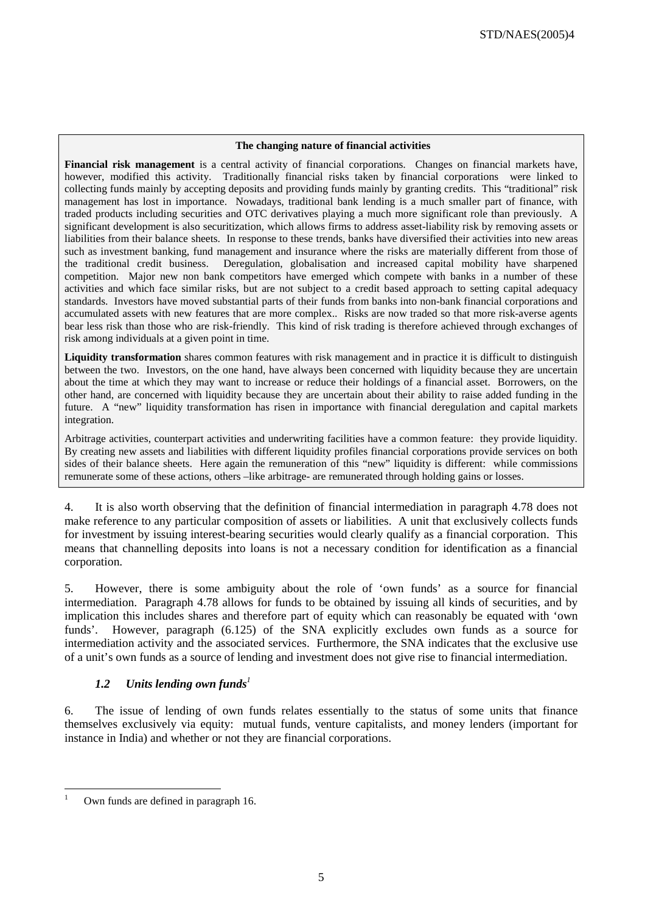**The changing nature of financial activities**

**Financial risk management** is a central activity of financial corporations. Changes on financial markets have, however, modified this activity. Traditionally financial risks taken by financial corporations were linked to collecting funds mainly by accepting deposits and providing funds mainly by granting credits. This "traditional" risk management has lost in importance. Nowadays, traditional bank lending is a much smaller part of finance, with traded products including securities and OTC derivatives playing a much more significant role than previously. A significant development is also securitization, which allows firms to address asset-liability risk by removing assets or liabilities from their balance sheets. In response to these trends, banks have diversified their activities into new areas such as investment banking, fund management and insurance where the risks are materially different from those of the traditional credit business. Deregulation, globalisation and increased capital mobility have sharpened competition. Major new non bank competitors have emerged which compete with banks in a number of these activities and which face similar risks, but are not subject to a credit based approach to setting capital adequacy standards. Investors have moved substantial parts of their funds from banks into non-bank financial corporations and accumulated assets with new features that are more complex.. Risks are now traded so that more risk-averse agents bear less risk than those who are risk-friendly. This kind of risk trading is therefore achieved through exchanges of risk among individuals at a given point in time.

**Liquidity transformation** shares common features with risk management and in practice it is difficult to distinguish between the two. Investors, on the one hand, have always been concerned with liquidity because they are uncertain about the time at which they may want to increase or reduce their holdings of a financial asset. Borrowers, on the other hand, are concerned with liquidity because they are uncertain about their ability to raise added funding in the future. A "new" liquidity transformation has risen in importance with financial deregulation and capital markets integration.

Arbitrage activities, counterpart activities and underwriting facilities have a common feature: they provide liquidity. By creating new assets and liabilities with different liquidity profiles financial corporations provide services on both sides of their balance sheets. Here again the remuneration of this "new" liquidity is different: while commissions remunerate some of these actions, others –like arbitrage- are remunerated through holding gains or losses.

4. It is also worth observing that the definition of financial intermediation in paragraph 4.78 does not make reference to any particular composition of assets or liabilities. A unit that exclusively collects funds for investment by issuing interest-bearing securities would clearly qualify as a financial corporation. This means that channelling deposits into loans is not a necessary condition for identification as a financial corporation.

5. However, there is some ambiguity about the role of 'own funds' as a source for financial intermediation. Paragraph 4.78 allows for funds to be obtained by issuing all kinds of securities, and by implication this includes shares and therefore part of equity which can reasonably be equated with 'own funds'. However, paragraph (6.125) of the SNA explicitly excludes own funds as a source for intermediation activity and the associated services. Furthermore, the SNA indicates that the exclusive use of a unit's own funds as a source of lending and investment does not give rise to financial intermediation.

### *1.2 Units lending own funds*[1]

6. The issue of lending of own funds relates essentially to the status of some units that finance themselves exclusively via equity: mutual funds, venture capitalists, and money lenders (important for instance in India) and whether or not they are financial corporations.

[1] Own funds are defined in paragraph 16.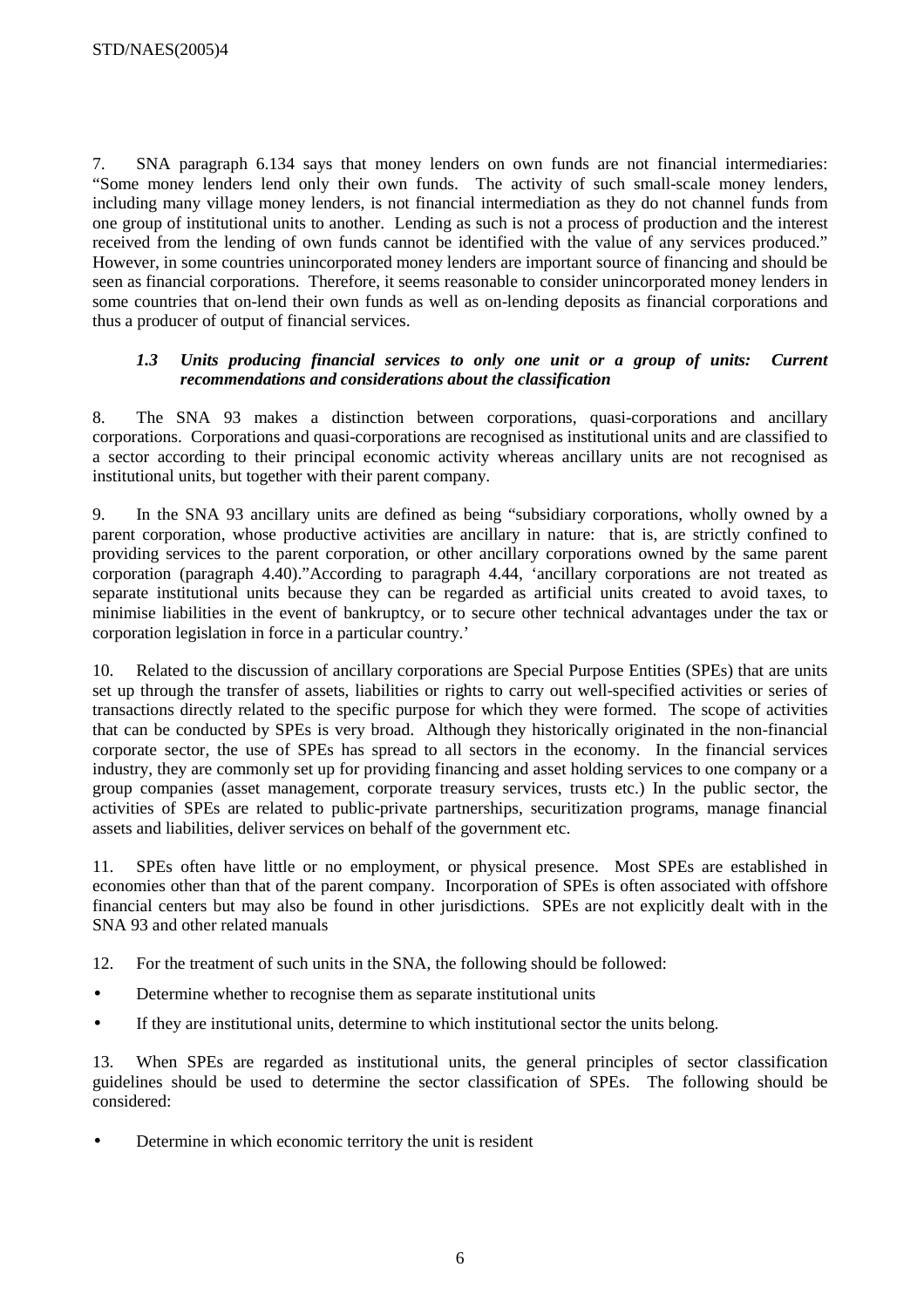7. SNA paragraph 6.134 says that money lenders on own funds are not financial intermediaries: "Some money lenders lend only their own funds. The activity of such small-scale money lenders, including many village money lenders, is not financial intermediation as they do not channel funds from one group of institutional units to another. Lending as such is not a process of production and the interest received from the lending of own funds cannot be identified with the value of any services produced." However, in some countries unincorporated money lenders are important source of financing and should be seen as financial corporations. Therefore, it seems reasonable to consider unincorporated money lenders in some countries that on-lend their own funds as well as on-lending deposits as financial corporations and thus a producer of output of financial services.

### *1.3 Units producing financial services to only one unit or a group of units: Current recommendations and considerations about the classification*

8. The SNA 93 makes a distinction between corporations, quasi-corporations and ancillary corporations. Corporations and quasi-corporations are recognised as institutional units and are classified to a sector according to their principal economic activity whereas ancillary units are not recognised as institutional units, but together with their parent company.

9. In the SNA 93 ancillary units are defined as being "subsidiary corporations, wholly owned by a parent corporation, whose productive activities are ancillary in nature: that is, are strictly confined to providing services to the parent corporation, or other ancillary corporations owned by the same parent corporation (paragraph 4.40)."According to paragraph 4.44, 'ancillary corporations are not treated as separate institutional units because they can be regarded as artificial units created to avoid taxes, to minimise liabilities in the event of bankruptcy, or to secure other technical advantages under the tax or corporation legislation in force in a particular country.'

10. Related to the discussion of ancillary corporations are Special Purpose Entities (SPEs) that are units set up through the transfer of assets, liabilities or rights to carry out well-specified activities or series of transactions directly related to the specific purpose for which they were formed. The scope of activities that can be conducted by SPEs is very broad. Although they historically originated in the non-financial corporate sector, the use of SPEs has spread to all sectors in the economy. In the financial services industry, they are commonly set up for providing financing and asset holding services to one company or a group companies (asset management, corporate treasury services, trusts etc.) In the public sector, the activities of SPEs are related to public-private partnerships, securitization programs, manage financial assets and liabilities, deliver services on behalf of the government etc.

11. SPEs often have little or no employment, or physical presence. Most SPEs are established in economies other than that of the parent company. Incorporation of SPEs is often associated with offshore financial centers but may also be found in other jurisdictions. SPEs are not explicitly dealt with in the SNA 93 and other related manuals

12. For the treatment of such units in the SNA, the following should be followed:

- Determine whether to recognise them as separate institutional units
- If they are institutional units, determine to which institutional sector the units belong.

13. When SPEs are regarded as institutional units, the general principles of sector classification guidelines should be used to determine the sector classification of SPEs. The following should be considered:

- Determine in which economic territory the unit is resident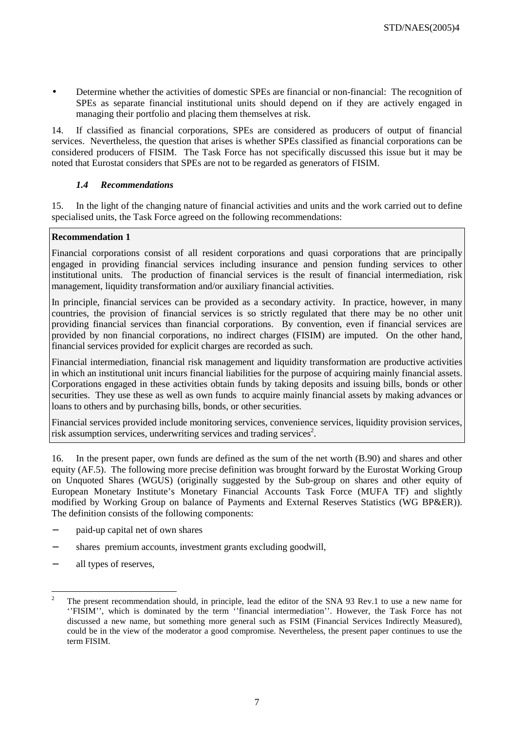- Determine whether the activities of domestic SPEs are financial or non-financial: The recognition of SPEs as separate financial institutional units should depend on if they are actively engaged in managing their portfolio and placing them themselves at risk.

14. If classified as financial corporations, SPEs are considered as producers of output of financial services. Nevertheless, the question that arises is whether SPEs classified as financial corporations can be considered producers of FISIM. The Task Force has not specifically discussed this issue but it may be noted that Eurostat considers that SPEs are not to be regarded as generators of FISIM.

### *1.4 Recommendations*

15. In the light of the changing nature of financial activities and units and the work carried out to define specialised units, the Task Force agreed on the following recommendations:

> **Recommendation 1**
>
> Financial corporations consist of all resident corporations and quasi corporations that are principally engaged in providing financial services including insurance and pension funding services to other institutional units. The production of financial services is the result of financial intermediation, risk management, liquidity transformation and/or auxiliary financial activities.
>
> In principle, financial services can be provided as a secondary activity. In practice, however, in many countries, the provision of financial services is so strictly regulated that there may be no other unit providing financial services than financial corporations. By convention, even if financial services are provided by non financial corporations, no indirect charges (FISIM) are imputed. On the other hand, financial services provided for explicit charges are recorded as such.
>
> Financial intermediation, financial risk management and liquidity transformation are productive activities in which an institutional unit incurs financial liabilities for the purpose of acquiring mainly financial assets. Corporations engaged in these activities obtain funds by taking deposits and issuing bills, bonds or other securities. They use these as well as own funds to acquire mainly financial assets by making advances or loans to others and by purchasing bills, bonds, or other securities.
>
> Financial services provided include monitoring services, convenience services, liquidity provision services, risk assumption services, underwriting services and trading services[2].

16. In the present paper, own funds are defined as the sum of the net worth (B.90) and shares and other equity (AF.5). The following more precise definition was brought forward by the Eurostat Working Group on Unquoted Shares (WGUS) (originally suggested by the Sub-group on shares and other equity of European Monetary Institute's Monetary Financial Accounts Task Force (MUFA TF) and slightly modified by Working Group on balance of Payments and External Reserves Statistics (WG BP&ER)). The definition consists of the following components:

- paid-up capital net of own shares
- shares premium accounts, investment grants excluding goodwill,
- all types of reserves,

[2] The present recommendation should, in principle, lead the editor of the SNA 93 Rev.1 to use a new name for ''FISIM'', which is dominated by the term ''financial intermediation''. However, the Task Force has not discussed a new name, but something more general such as FSIM (Financial Services Indirectly Measured), could be in the view of the moderator a good compromise. Nevertheless, the present paper continues to use the term FISIM.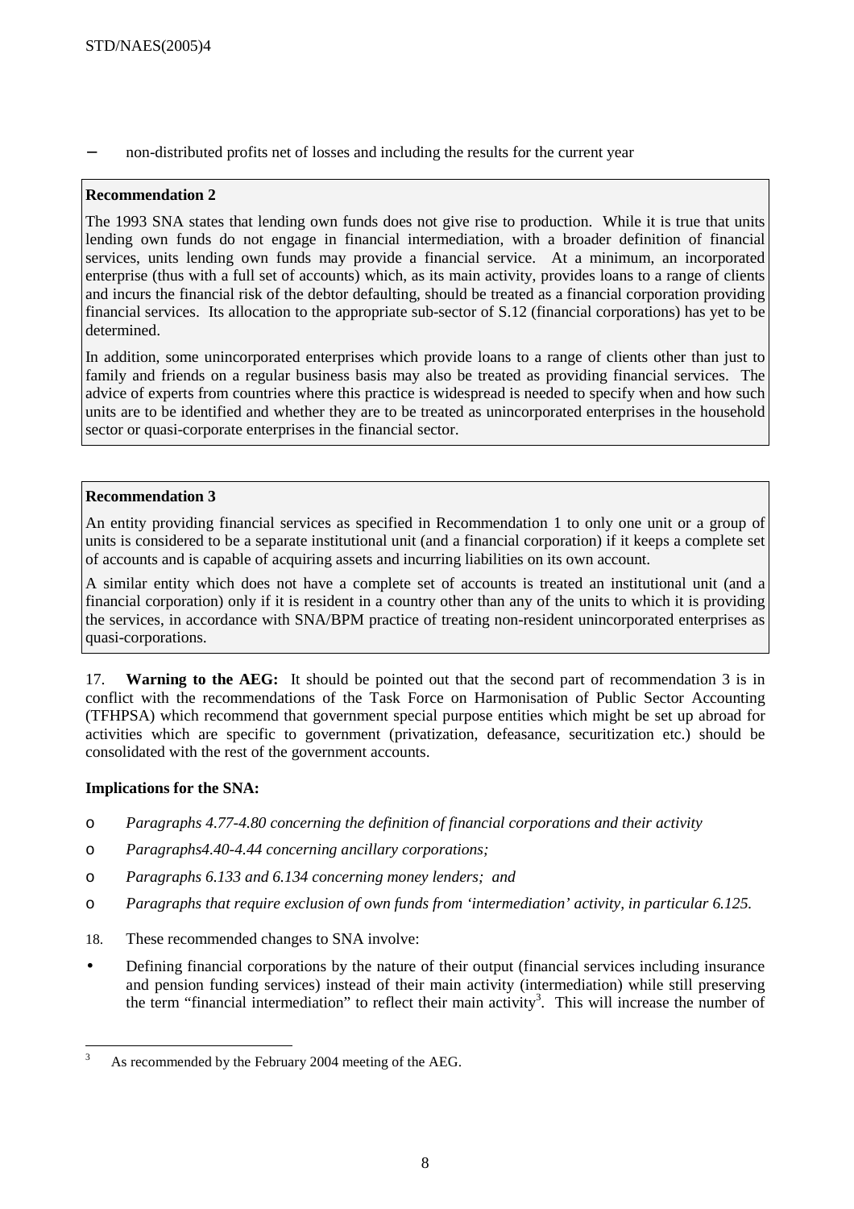− non-distributed profits net of losses and including the results for the current year

**Recommendation 2**

The 1993 SNA states that lending own funds does not give rise to production. While it is true that units lending own funds do not engage in financial intermediation, with a broader definition of financial services, units lending own funds may provide a financial service. At a minimum, an incorporated enterprise (thus with a full set of accounts) which, as its main activity, provides loans to a range of clients and incurs the financial risk of the debtor defaulting, should be treated as a financial corporation providing financial services. Its allocation to the appropriate sub-sector of S.12 (financial corporations) has yet to be determined.

In addition, some unincorporated enterprises which provide loans to a range of clients other than just to family and friends on a regular business basis may also be treated as providing financial services. The advice of experts from countries where this practice is widespread is needed to specify when and how such units are to be identified and whether they are to be treated as unincorporated enterprises in the household sector or quasi-corporate enterprises in the financial sector.

**Recommendation 3**

An entity providing financial services as specified in Recommendation 1 to only one unit or a group of units is considered to be a separate institutional unit (and a financial corporation) if it keeps a complete set of accounts and is capable of acquiring assets and incurring liabilities on its own account.

A similar entity which does not have a complete set of accounts is treated an institutional unit (and a financial corporation) only if it is resident in a country other than any of the units to which it is providing the services, in accordance with SNA/BPM practice of treating non-resident unincorporated enterprises as quasi-corporations.

17. **Warning to the AEG:** It should be pointed out that the second part of recommendation 3 is in conflict with the recommendations of the Task Force on Harmonisation of Public Sector Accounting (TFHPSA) which recommend that government special purpose entities which might be set up abroad for activities which are specific to government (privatization, defeasance, securitization etc.) should be consolidated with the rest of the government accounts.

**Implications for the SNA:**

- *Paragraphs 4.77-4.80 concerning the definition of financial corporations and their activity*
- *Paragraphs4.40-4.44 concerning ancillary corporations;*
- *Paragraphs 6.133 and 6.134 concerning money lenders; and*
- *Paragraphs that require exclusion of own funds from 'intermediation' activity, in particular 6.125.*

18. These recommended changes to SNA involve:

- Defining financial corporations by the nature of their output (financial services including insurance and pension funding services) instead of their main activity (intermediation) while still preserving the term "financial intermediation" to reflect their main activity[3]. This will increase the number of

[3] As recommended by the February 2004 meeting of the AEG.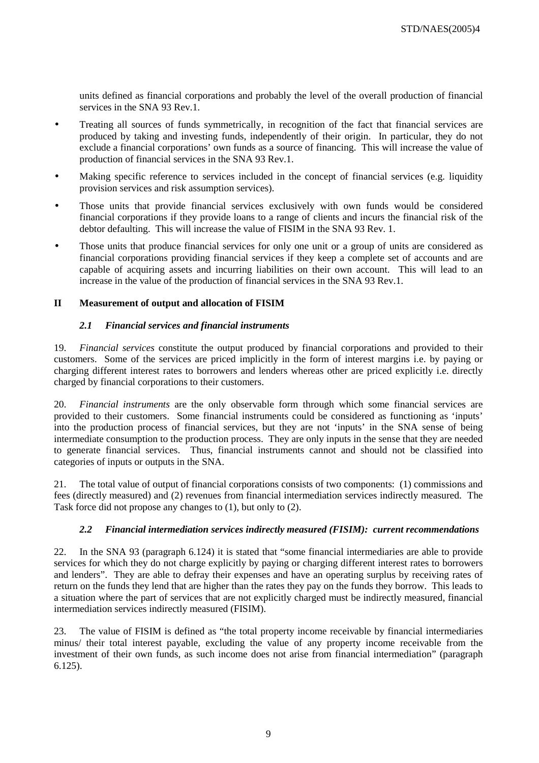units defined as financial corporations and probably the level of the overall production of financial services in the SNA 93 Rev.1.

- Treating all sources of funds symmetrically, in recognition of the fact that financial services are produced by taking and investing funds, independently of their origin. In particular, they do not exclude a financial corporations' own funds as a source of financing. This will increase the value of production of financial services in the SNA 93 Rev.1.
- Making specific reference to services included in the concept of financial services (e.g. liquidity provision services and risk assumption services).
- Those units that provide financial services exclusively with own funds would be considered financial corporations if they provide loans to a range of clients and incurs the financial risk of the debtor defaulting. This will increase the value of FISIM in the SNA 93 Rev. 1.
- Those units that produce financial services for only one unit or a group of units are considered as financial corporations providing financial services if they keep a complete set of accounts and are capable of acquiring assets and incurring liabilities on their own account. This will lead to an increase in the value of the production of financial services in the SNA 93 Rev.1.

## II Measurement of output and allocation of FISIM

### *2.1 Financial services and financial instruments*

19. *Financial services* constitute the output produced by financial corporations and provided to their customers. Some of the services are priced implicitly in the form of interest margins i.e. by paying or charging different interest rates to borrowers and lenders whereas other are priced explicitly i.e. directly charged by financial corporations to their customers.

20. *Financial instruments* are the only observable form through which some financial services are provided to their customers. Some financial instruments could be considered as functioning as 'inputs' into the production process of financial services, but they are not 'inputs' in the SNA sense of being intermediate consumption to the production process. They are only inputs in the sense that they are needed to generate financial services. Thus, financial instruments cannot and should not be classified into categories of inputs or outputs in the SNA.

21. The total value of output of financial corporations consists of two components: (1) commissions and fees (directly measured) and (2) revenues from financial intermediation services indirectly measured. The Task force did not propose any changes to (1), but only to (2).

### *2.2 Financial intermediation services indirectly measured (FISIM): current recommendations*

22. In the SNA 93 (paragraph 6.124) it is stated that "some financial intermediaries are able to provide services for which they do not charge explicitly by paying or charging different interest rates to borrowers and lenders". They are able to defray their expenses and have an operating surplus by receiving rates of return on the funds they lend that are higher than the rates they pay on the funds they borrow. This leads to a situation where the part of services that are not explicitly charged must be indirectly measured, financial intermediation services indirectly measured (FISIM).

23. The value of FISIM is defined as "the total property income receivable by financial intermediaries minus/ their total interest payable, excluding the value of any property income receivable from the investment of their own funds, as such income does not arise from financial intermediation" (paragraph 6.125).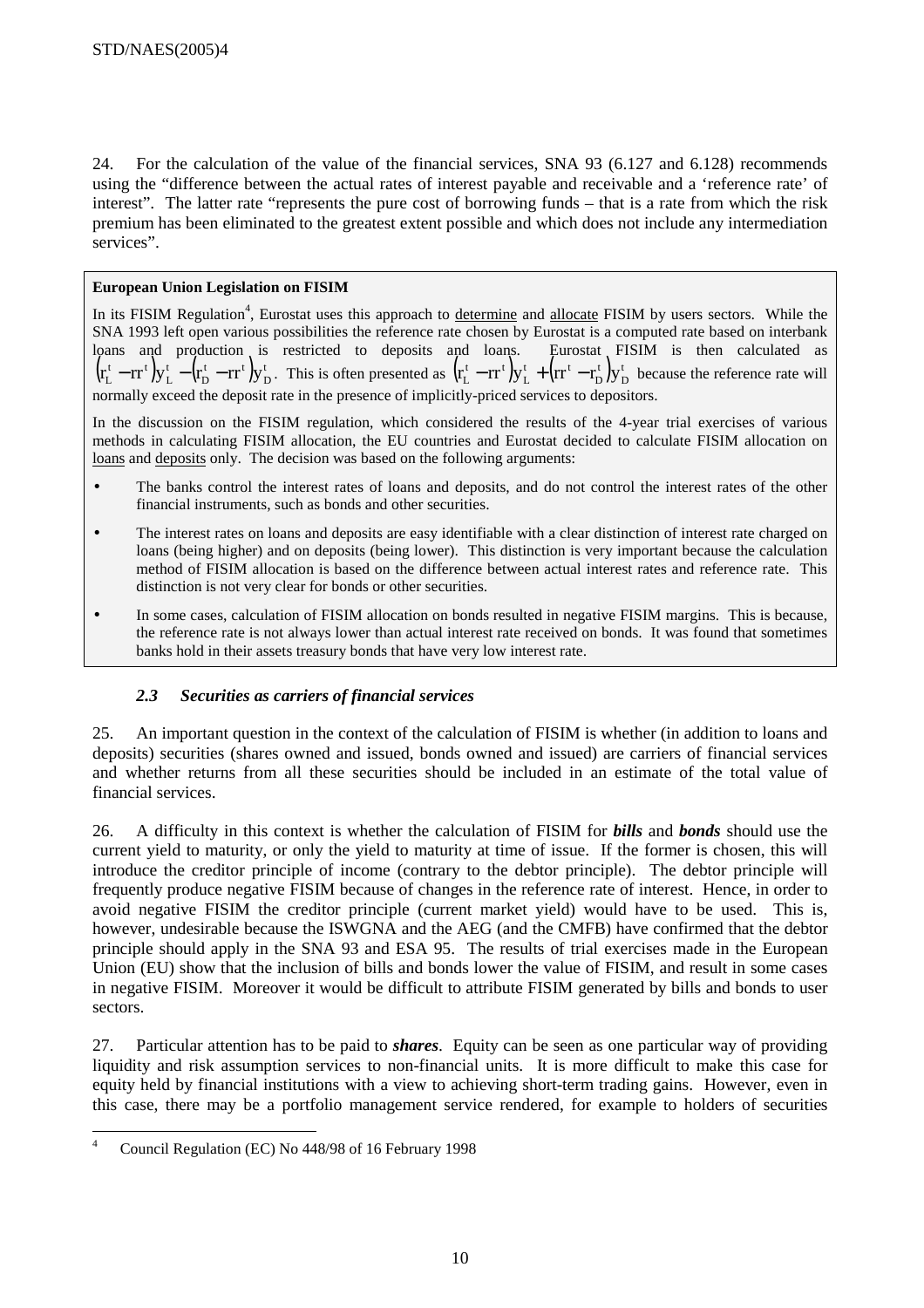24. For the calculation of the value of the financial services, SNA 93 (6.127 and 6.128) recommends using the "difference between the actual rates of interest payable and receivable and a 'reference rate' of interest". The latter rate "represents the pure cost of borrowing funds – that is a rate from which the risk premium has been eliminated to the greatest extent possible and which does not include any intermediation services".

**European Union Legislation on FISIM**

In its FISIM Regulation[4], Eurostat uses this approach to determine and allocate FISIM by users sectors. While the SNA 1993 left open various possibilities the reference rate chosen by Eurostat is a computed rate based on interbank loans and production is restricted to deposits and loans. Eurostat FISIM is then calculated as $\left(r_L^t - rr^t\right)y_L^t - \left(r_D^t - rr^t\right)y_D^t$. This is often presented as $\left(r_L^t - rr^t\right)y_L^t + \left(rr^t - r_D^t\right)y_D^t$ because the reference rate will normally exceed the deposit rate in the presence of implicitly-priced services to depositors.

In the discussion on the FISIM regulation, which considered the results of the 4-year trial exercises of various methods in calculating FISIM allocation, the EU countries and Eurostat decided to calculate FISIM allocation on loans and deposits only. The decision was based on the following arguments:

- The banks control the interest rates of loans and deposits, and do not control the interest rates of the other financial instruments, such as bonds and other securities.
- The interest rates on loans and deposits are easy identifiable with a clear distinction of interest rate charged on loans (being higher) and on deposits (being lower). This distinction is very important because the calculation method of FISIM allocation is based on the difference between actual interest rates and reference rate. This distinction is not very clear for bonds or other securities.
- In some cases, calculation of FISIM allocation on bonds resulted in negative FISIM margins. This is because, the reference rate is not always lower than actual interest rate received on bonds. It was found that sometimes banks hold in their assets treasury bonds that have very low interest rate.

### *2.3 Securities as carriers of financial services*

25. An important question in the context of the calculation of FISIM is whether (in addition to loans and deposits) securities (shares owned and issued, bonds owned and issued) are carriers of financial services and whether returns from all these securities should be included in an estimate of the total value of financial services.

26. A difficulty in this context is whether the calculation of FISIM for ***bills*** and ***bonds*** should use the current yield to maturity, or only the yield to maturity at time of issue. If the former is chosen, this will introduce the creditor principle of income (contrary to the debtor principle). The debtor principle will frequently produce negative FISIM because of changes in the reference rate of interest. Hence, in order to avoid negative FISIM the creditor principle (current market yield) would have to be used. This is, however, undesirable because the ISWGNA and the AEG (and the CMFB) have confirmed that the debtor principle should apply in the SNA 93 and ESA 95. The results of trial exercises made in the European Union (EU) show that the inclusion of bills and bonds lower the value of FISIM, and result in some cases in negative FISIM. Moreover it would be difficult to attribute FISIM generated by bills and bonds to user sectors.

27. Particular attention has to be paid to ***shares***. Equity can be seen as one particular way of providing liquidity and risk assumption services to non-financial units. It is more difficult to make this case for equity held by financial institutions with a view to achieving short-term trading gains. However, even in this case, there may be a portfolio management service rendered, for example to holders of securities

[4] Council Regulation (EC) No 448/98 of 16 February 1998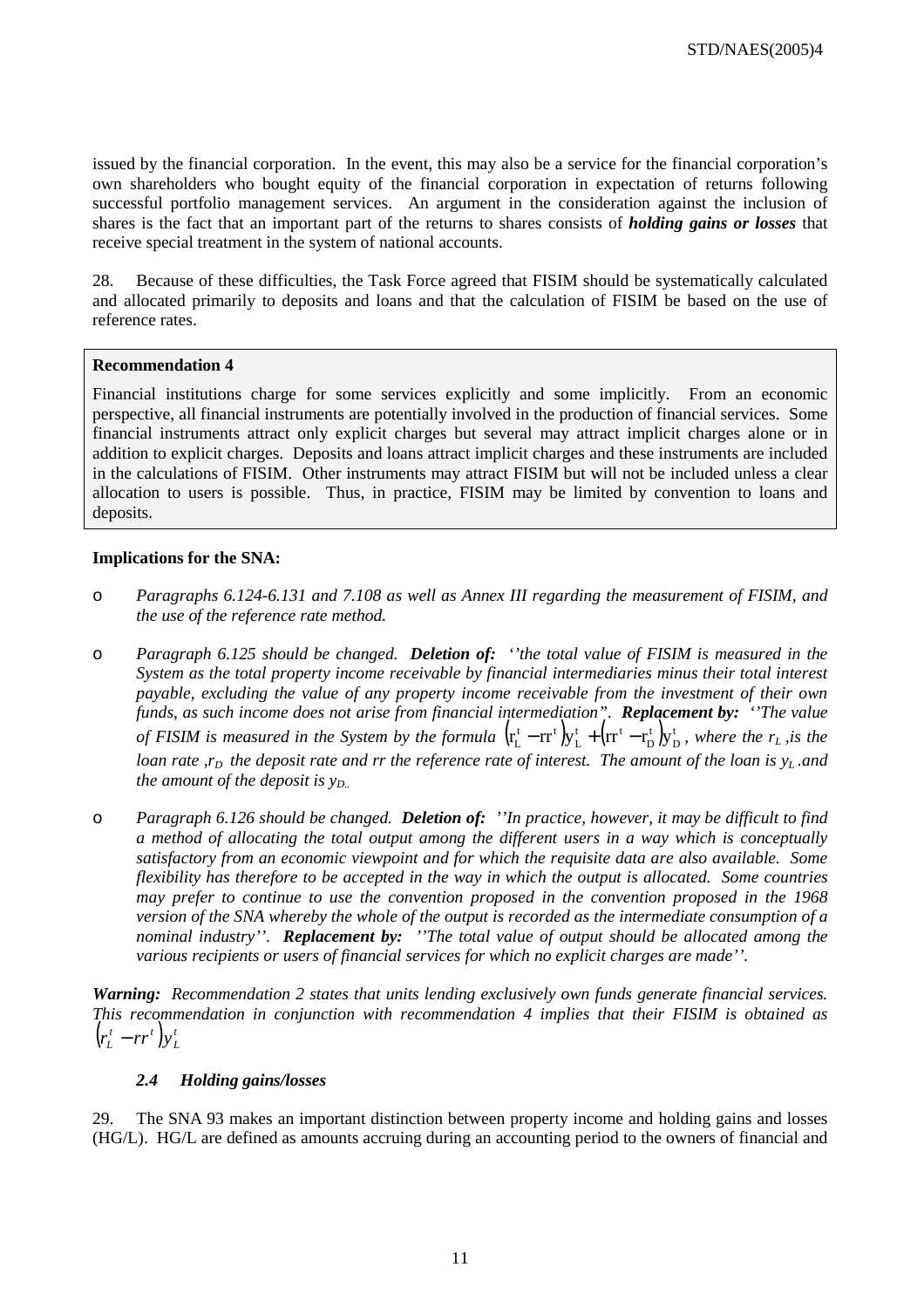issued by the financial corporation. In the event, this may also be a service for the financial corporation's own shareholders who bought equity of the financial corporation in expectation of returns following successful portfolio management services. An argument in the consideration against the inclusion of shares is the fact that an important part of the returns to shares consists of ***holding gains or losses*** that receive special treatment in the system of national accounts.

28. Because of these difficulties, the Task Force agreed that FISIM should be systematically calculated and allocated primarily to deposits and loans and that the calculation of FISIM be based on the use of reference rates.

> **Recommendation 4**
>
> Financial institutions charge for some services explicitly and some implicitly. From an economic perspective, all financial instruments are potentially involved in the production of financial services. Some financial instruments attract only explicit charges but several may attract implicit charges alone or in addition to explicit charges. Deposits and loans attract implicit charges and these instruments are included in the calculations of FISIM. Other instruments may attract FISIM but will not be included unless a clear allocation to users is possible. Thus, in practice, FISIM may be limited by convention to loans and deposits.

**Implications for the SNA:**

- *Paragraphs 6.124-6.131 and 7.108 as well as Annex III regarding the measurement of FISIM, and the use of the reference rate method.*
- *Paragraph 6.125 should be changed.* ***Deletion of:*** *''the total value of FISIM is measured in the System as the total property income receivable by financial intermediaries minus their total interest payable, excluding the value of any property income receivable from the investment of their own funds, as such income does not arise from financial intermediation".* ***Replacement by:*** *''The value of FISIM is measured in the System by the formula* $\left(r_L^t - rr^t\right)y_L^t + \left(rr^t - r_D^t\right)y_D^t$*, where the* $r_L$ *,is the loan rate ,*$r_D$ *the deposit rate and rr the reference rate of interest. The amount of the loan is* $y_L$ *.and the amount of the deposit is* $y_D$*.*
- *Paragraph 6.126 should be changed.* ***Deletion of:*** *''In practice, however, it may be difficult to find a method of allocating the total output among the different users in a way which is conceptually satisfactory from an economic viewpoint and for which the requisite data are also available. Some flexibility has therefore to be accepted in the way in which the output is allocated. Some countries may prefer to continue to use the convention proposed in the convention proposed in the 1968 version of the SNA whereby the whole of the output is recorded as the intermediate consumption of a nominal industry''.* ***Replacement by:*** *''The total value of output should be allocated among the various recipients or users of financial services for which no explicit charges are made''.*

***Warning:*** *Recommendation 2 states that units lending exclusively own funds generate financial services. This recommendation in conjunction with recommendation 4 implies that their FISIM is obtained as* $\left(r_L^t - rr^t\right)y_L^t$

### *2.4 Holding gains/losses*

29. The SNA 93 makes an important distinction between property income and holding gains and losses (HG/L). HG/L are defined as amounts accruing during an accounting period to the owners of financial and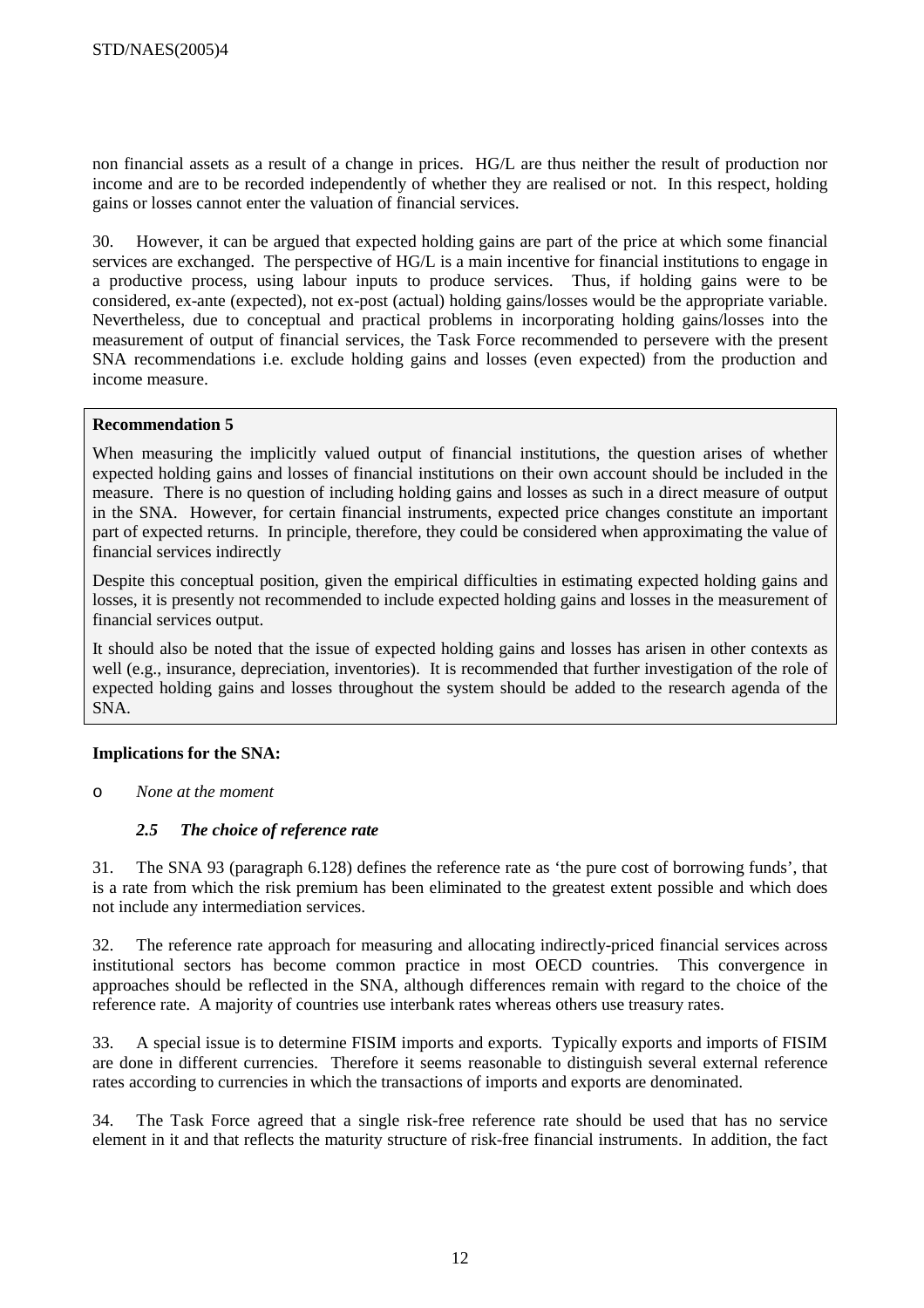non financial assets as a result of a change in prices. HG/L are thus neither the result of production nor income and are to be recorded independently of whether they are realised or not. In this respect, holding gains or losses cannot enter the valuation of financial services.

30. However, it can be argued that expected holding gains are part of the price at which some financial services are exchanged. The perspective of HG/L is a main incentive for financial institutions to engage in a productive process, using labour inputs to produce services. Thus, if holding gains were to be considered, ex-ante (expected), not ex-post (actual) holding gains/losses would be the appropriate variable. Nevertheless, due to conceptual and practical problems in incorporating holding gains/losses into the measurement of output of financial services, the Task Force recommended to persevere with the present SNA recommendations i.e. exclude holding gains and losses (even expected) from the production and income measure.

> **Recommendation 5**
>
> When measuring the implicitly valued output of financial institutions, the question arises of whether expected holding gains and losses of financial institutions on their own account should be included in the measure. There is no question of including holding gains and losses as such in a direct measure of output in the SNA. However, for certain financial instruments, expected price changes constitute an important part of expected returns. In principle, therefore, they could be considered when approximating the value of financial services indirectly
>
> Despite this conceptual position, given the empirical difficulties in estimating expected holding gains and losses, it is presently not recommended to include expected holding gains and losses in the measurement of financial services output.
>
> It should also be noted that the issue of expected holding gains and losses has arisen in other contexts as well (e.g., insurance, depreciation, inventories). It is recommended that further investigation of the role of expected holding gains and losses throughout the system should be added to the research agenda of the SNA.

**Implications for the SNA:**

- *None at the moment*

### *2.5 The choice of reference rate*

31. The SNA 93 (paragraph 6.128) defines the reference rate as 'the pure cost of borrowing funds', that is a rate from which the risk premium has been eliminated to the greatest extent possible and which does not include any intermediation services.

32. The reference rate approach for measuring and allocating indirectly-priced financial services across institutional sectors has become common practice in most OECD countries. This convergence in approaches should be reflected in the SNA, although differences remain with regard to the choice of the reference rate. A majority of countries use interbank rates whereas others use treasury rates.

33. A special issue is to determine FISIM imports and exports. Typically exports and imports of FISIM are done in different currencies. Therefore it seems reasonable to distinguish several external reference rates according to currencies in which the transactions of imports and exports are denominated.

34. The Task Force agreed that a single risk-free reference rate should be used that has no service element in it and that reflects the maturity structure of risk-free financial instruments. In addition, the fact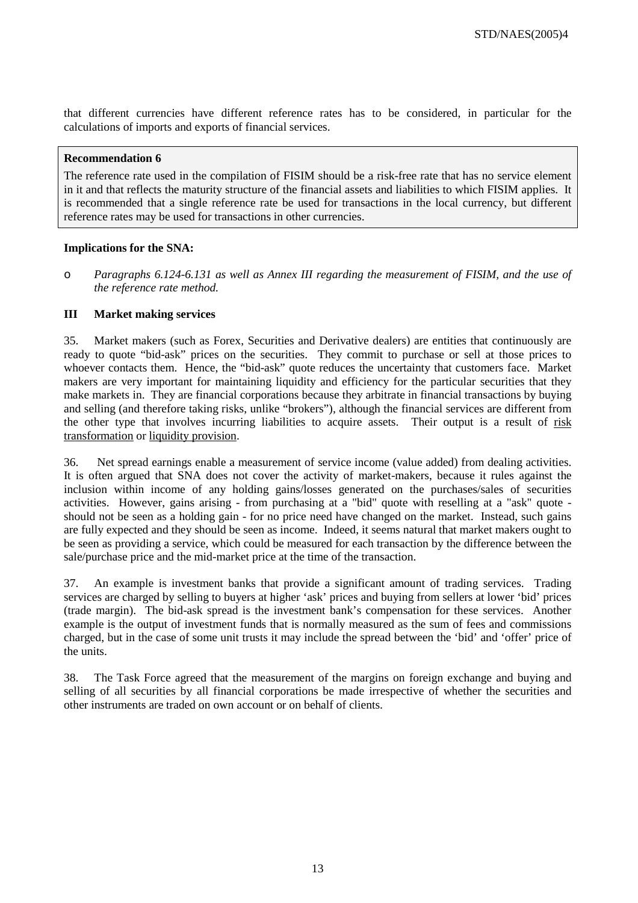that different currencies have different reference rates has to be considered, in particular for the calculations of imports and exports of financial services.

> **Recommendation 6**
>
> The reference rate used in the compilation of FISIM should be a risk-free rate that has no service element in it and that reflects the maturity structure of the financial assets and liabilities to which FISIM applies. It is recommended that a single reference rate be used for transactions in the local currency, but different reference rates may be used for transactions in other currencies.

**Implications for the SNA:**

- *Paragraphs 6.124-6.131 as well as Annex III regarding the measurement of FISIM, and the use of the reference rate method.*

## III Market making services

35. Market makers (such as Forex, Securities and Derivative dealers) are entities that continuously are ready to quote "bid-ask" prices on the securities. They commit to purchase or sell at those prices to whoever contacts them. Hence, the "bid-ask" quote reduces the uncertainty that customers face. Market makers are very important for maintaining liquidity and efficiency for the particular securities that they make markets in. They are financial corporations because they arbitrate in financial transactions by buying and selling (and therefore taking risks, unlike "brokers"), although the financial services are different from the other type that involves incurring liabilities to acquire assets. Their output is a result of risk transformation or liquidity provision.

36. Net spread earnings enable a measurement of service income (value added) from dealing activities. It is often argued that SNA does not cover the activity of market-makers, because it rules against the inclusion within income of any holding gains/losses generated on the purchases/sales of securities activities. However, gains arising - from purchasing at a "bid" quote with reselling at a "ask" quote - should not be seen as a holding gain - for no price need have changed on the market. Instead, such gains are fully expected and they should be seen as income. Indeed, it seems natural that market makers ought to be seen as providing a service, which could be measured for each transaction by the difference between the sale/purchase price and the mid-market price at the time of the transaction.

37. An example is investment banks that provide a significant amount of trading services. Trading services are charged by selling to buyers at higher 'ask' prices and buying from sellers at lower 'bid' prices (trade margin). The bid-ask spread is the investment bank's compensation for these services. Another example is the output of investment funds that is normally measured as the sum of fees and commissions charged, but in the case of some unit trusts it may include the spread between the 'bid' and 'offer' price of the units.

38. The Task Force agreed that the measurement of the margins on foreign exchange and buying and selling of all securities by all financial corporations be made irrespective of whether the securities and other instruments are traded on own account or on behalf of clients.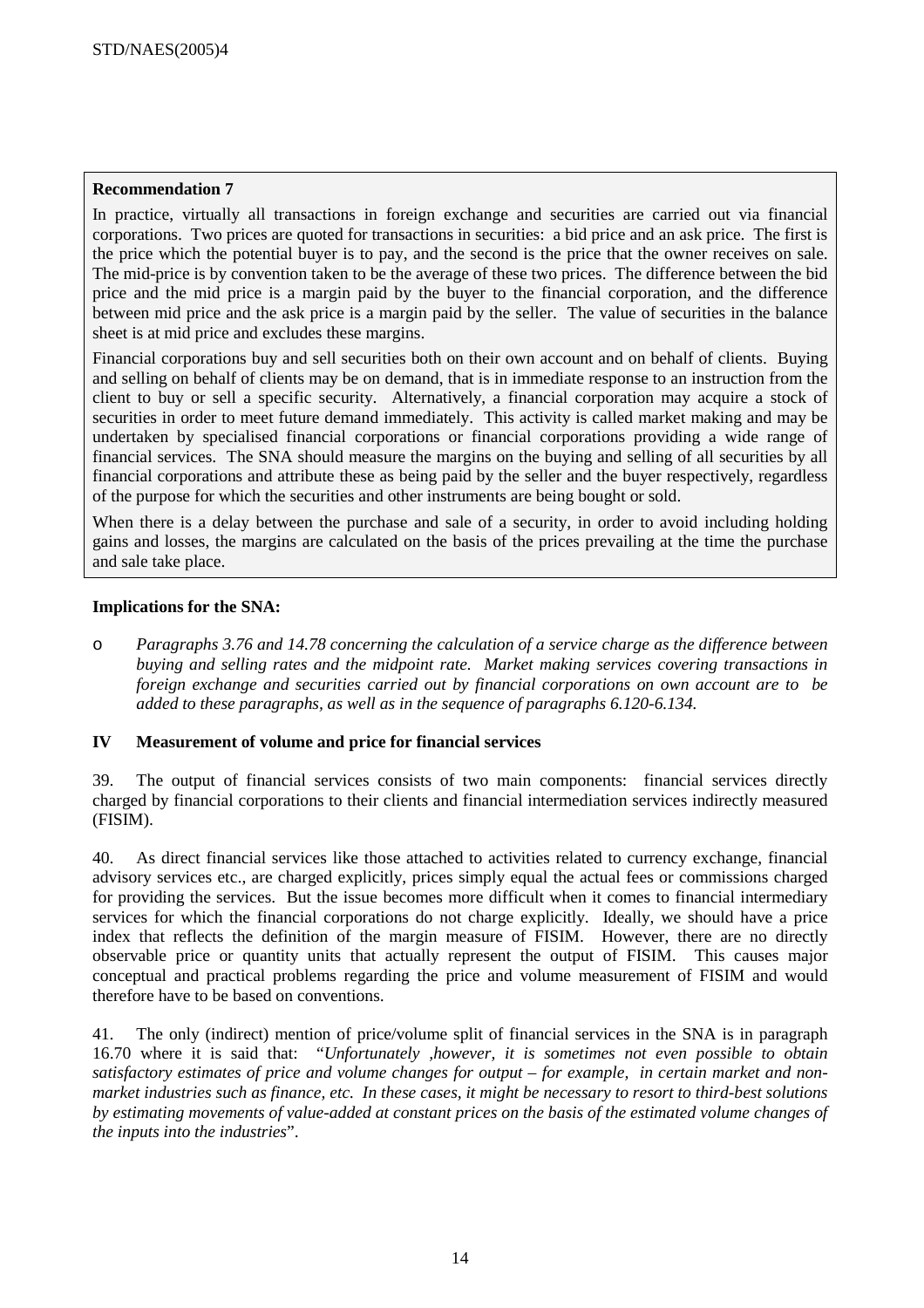**Recommendation 7**

In practice, virtually all transactions in foreign exchange and securities are carried out via financial corporations. Two prices are quoted for transactions in securities: a bid price and an ask price. The first is the price which the potential buyer is to pay, and the second is the price that the owner receives on sale. The mid-price is by convention taken to be the average of these two prices. The difference between the bid price and the mid price is a margin paid by the buyer to the financial corporation, and the difference between mid price and the ask price is a margin paid by the seller. The value of securities in the balance sheet is at mid price and excludes these margins.

Financial corporations buy and sell securities both on their own account and on behalf of clients. Buying and selling on behalf of clients may be on demand, that is in immediate response to an instruction from the client to buy or sell a specific security. Alternatively, a financial corporation may acquire a stock of securities in order to meet future demand immediately. This activity is called market making and may be undertaken by specialised financial corporations or financial corporations providing a wide range of financial services. The SNA should measure the margins on the buying and selling of all securities by all financial corporations and attribute these as being paid by the seller and the buyer respectively, regardless of the purpose for which the securities and other instruments are being bought or sold.

When there is a delay between the purchase and sale of a security, in order to avoid including holding gains and losses, the margins are calculated on the basis of the prices prevailing at the time the purchase and sale take place.

**Implications for the SNA:**

- *Paragraphs 3.76 and 14.78 concerning the calculation of a service charge as the difference between buying and selling rates and the midpoint rate. Market making services covering transactions in foreign exchange and securities carried out by financial corporations on own account are to be added to these paragraphs, as well as in the sequence of paragraphs 6.120-6.134.*

## IV Measurement of volume and price for financial services

39. The output of financial services consists of two main components: financial services directly charged by financial corporations to their clients and financial intermediation services indirectly measured (FISIM).

40. As direct financial services like those attached to activities related to currency exchange, financial advisory services etc., are charged explicitly, prices simply equal the actual fees or commissions charged for providing the services. But the issue becomes more difficult when it comes to financial intermediary services for which the financial corporations do not charge explicitly. Ideally, we should have a price index that reflects the definition of the margin measure of FISIM. However, there are no directly observable price or quantity units that actually represent the output of FISIM. This causes major conceptual and practical problems regarding the price and volume measurement of FISIM and would therefore have to be based on conventions.

41. The only (indirect) mention of price/volume split of financial services in the SNA is in paragraph 16.70 where it is said that: "*Unfortunately ,however, it is sometimes not even possible to obtain satisfactory estimates of price and volume changes for output – for example, in certain market and non-market industries such as finance, etc. In these cases, it might be necessary to resort to third-best solutions by estimating movements of value-added at constant prices on the basis of the estimated volume changes of the inputs into the industries*".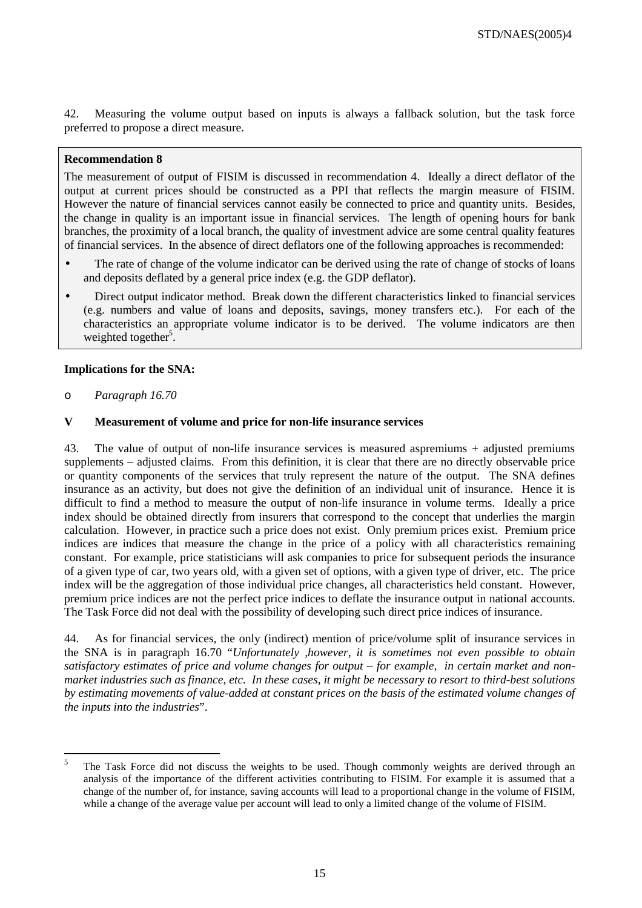42. Measuring the volume output based on inputs is always a fallback solution, but the task force preferred to propose a direct measure.

**Recommendation 8**

The measurement of output of FISIM is discussed in recommendation 4. Ideally a direct deflator of the output at current prices should be constructed as a PPI that reflects the margin measure of FISIM. However the nature of financial services cannot easily be connected to price and quantity units. Besides, the change in quality is an important issue in financial services. The length of opening hours for bank branches, the proximity of a local branch, the quality of investment advice are some central quality features of financial services. In the absence of direct deflators one of the following approaches is recommended:

- The rate of change of the volume indicator can be derived using the rate of change of stocks of loans and deposits deflated by a general price index (e.g. the GDP deflator).
- Direct output indicator method. Break down the different characteristics linked to financial services (e.g. numbers and value of loans and deposits, savings, money transfers etc.). For each of the characteristics an appropriate volume indicator is to be derived. The volume indicators are then weighted together[5].

**Implications for the SNA:**

- *Paragraph 16.70*

## V Measurement of volume and price for non-life insurance services

43. The value of output of non-life insurance services is measured aspremiums + adjusted premiums supplements – adjusted claims. From this definition, it is clear that there are no directly observable price or quantity components of the services that truly represent the nature of the output. The SNA defines insurance as an activity, but does not give the definition of an individual unit of insurance. Hence it is difficult to find a method to measure the output of non-life insurance in volume terms. Ideally a price index should be obtained directly from insurers that correspond to the concept that underlies the margin calculation. However, in practice such a price does not exist. Only premium prices exist. Premium price indices are indices that measure the change in the price of a policy with all characteristics remaining constant. For example, price statisticians will ask companies to price for subsequent periods the insurance of a given type of car, two years old, with a given set of options, with a given type of driver, etc. The price index will be the aggregation of those individual price changes, all characteristics held constant. However, premium price indices are not the perfect price indices to deflate the insurance output in national accounts. The Task Force did not deal with the possibility of developing such direct price indices of insurance.

44. As for financial services, the only (indirect) mention of price/volume split of insurance services in the SNA is in paragraph 16.70 "*Unfortunately ,however, it is sometimes not even possible to obtain satisfactory estimates of price and volume changes for output – for example, in certain market and non-market industries such as finance, etc. In these cases, it might be necessary to resort to third-best solutions by estimating movements of value-added at constant prices on the basis of the estimated volume changes of the inputs into the industries*".

---

[5] The Task Force did not discuss the weights to be used. Though commonly weights are derived through an analysis of the importance of the different activities contributing to FISIM. For example it is assumed that a change of the number of, for instance, saving accounts will lead to a proportional change in the volume of FISIM, while a change of the average value per account will lead to only a limited change of the volume of FISIM.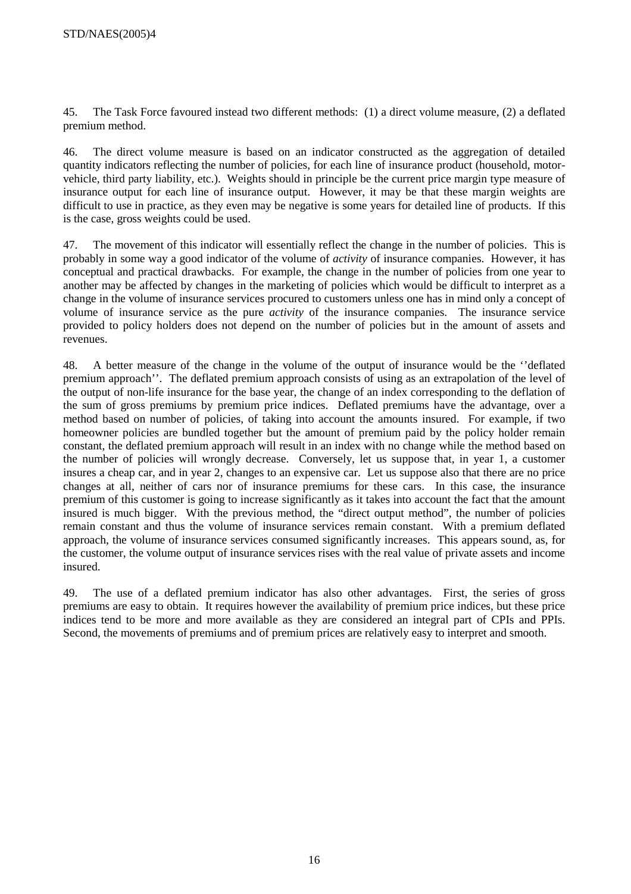45. The Task Force favoured instead two different methods: (1) a direct volume measure, (2) a deflated premium method.

46. The direct volume measure is based on an indicator constructed as the aggregation of detailed quantity indicators reflecting the number of policies, for each line of insurance product (household, motor-vehicle, third party liability, etc.). Weights should in principle be the current price margin type measure of insurance output for each line of insurance output. However, it may be that these margin weights are difficult to use in practice, as they even may be negative is some years for detailed line of products. If this is the case, gross weights could be used.

47. The movement of this indicator will essentially reflect the change in the number of policies. This is probably in some way a good indicator of the volume of *activity* of insurance companies. However, it has conceptual and practical drawbacks. For example, the change in the number of policies from one year to another may be affected by changes in the marketing of policies which would be difficult to interpret as a change in the volume of insurance services procured to customers unless one has in mind only a concept of volume of insurance service as the pure *activity* of the insurance companies. The insurance service provided to policy holders does not depend on the number of policies but in the amount of assets and revenues.

48. A better measure of the change in the volume of the output of insurance would be the ''deflated premium approach''. The deflated premium approach consists of using as an extrapolation of the level of the output of non-life insurance for the base year, the change of an index corresponding to the deflation of the sum of gross premiums by premium price indices. Deflated premiums have the advantage, over a method based on number of policies, of taking into account the amounts insured. For example, if two homeowner policies are bundled together but the amount of premium paid by the policy holder remain constant, the deflated premium approach will result in an index with no change while the method based on the number of policies will wrongly decrease. Conversely, let us suppose that, in year 1, a customer insures a cheap car, and in year 2, changes to an expensive car. Let us suppose also that there are no price changes at all, neither of cars nor of insurance premiums for these cars. In this case, the insurance premium of this customer is going to increase significantly as it takes into account the fact that the amount insured is much bigger. With the previous method, the "direct output method", the number of policies remain constant and thus the volume of insurance services remain constant. With a premium deflated approach, the volume of insurance services consumed significantly increases. This appears sound, as, for the customer, the volume output of insurance services rises with the real value of private assets and income insured.

49. The use of a deflated premium indicator has also other advantages. First, the series of gross premiums are easy to obtain. It requires however the availability of premium price indices, but these price indices tend to be more and more available as they are considered an integral part of CPIs and PPIs. Second, the movements of premiums and of premium prices are relatively easy to interpret and smooth.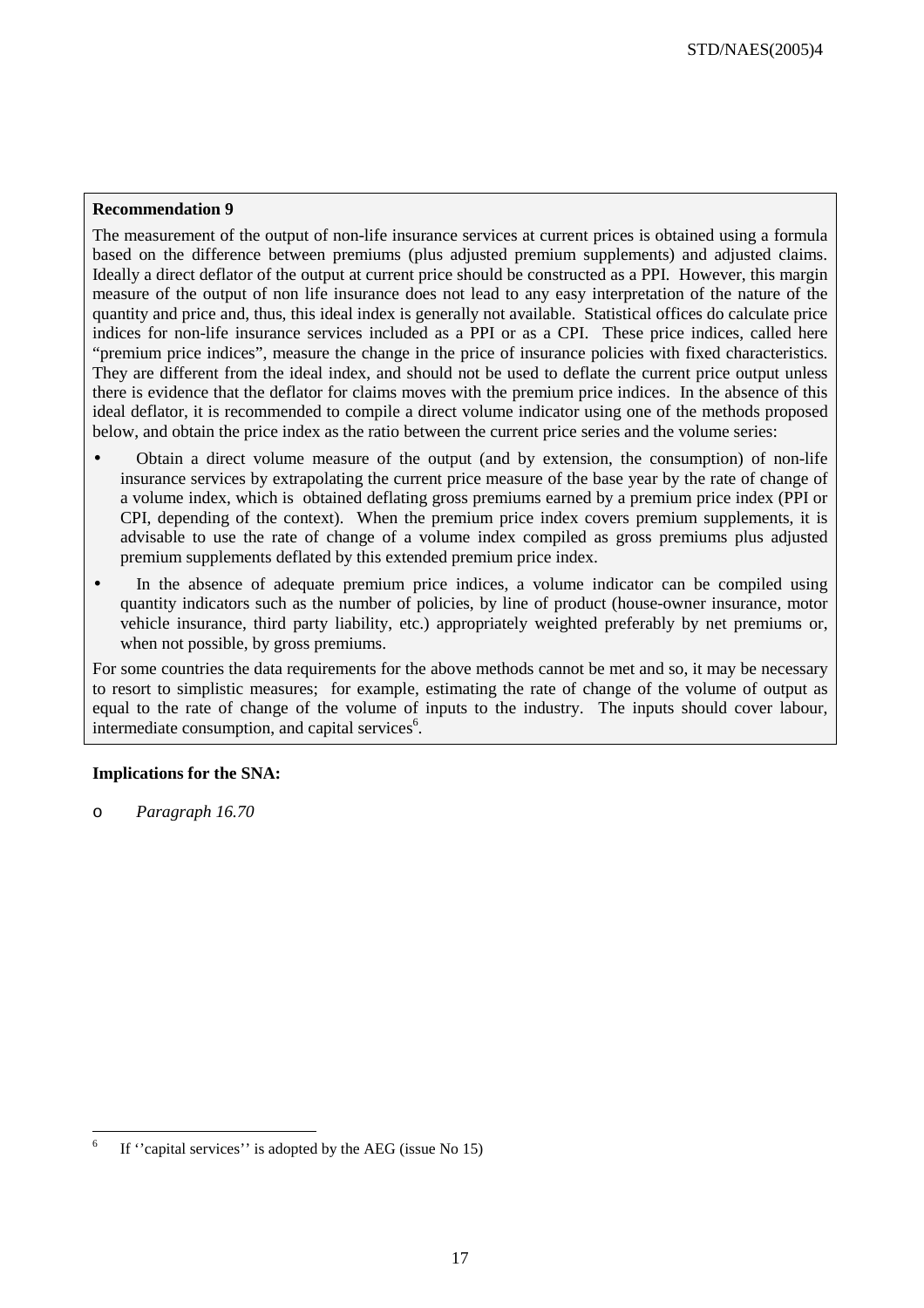**Recommendation 9**

The measurement of the output of non-life insurance services at current prices is obtained using a formula based on the difference between premiums (plus adjusted premium supplements) and adjusted claims. Ideally a direct deflator of the output at current price should be constructed as a PPI. However, this margin measure of the output of non life insurance does not lead to any easy interpretation of the nature of the quantity and price and, thus, this ideal index is generally not available. Statistical offices do calculate price indices for non-life insurance services included as a PPI or as a CPI. These price indices, called here "premium price indices", measure the change in the price of insurance policies with fixed characteristics. They are different from the ideal index, and should not be used to deflate the current price output unless there is evidence that the deflator for claims moves with the premium price indices. In the absence of this ideal deflator, it is recommended to compile a direct volume indicator using one of the methods proposed below, and obtain the price index as the ratio between the current price series and the volume series:

- Obtain a direct volume measure of the output (and by extension, the consumption) of non-life insurance services by extrapolating the current price measure of the base year by the rate of change of a volume index, which is obtained deflating gross premiums earned by a premium price index (PPI or CPI, depending of the context). When the premium price index covers premium supplements, it is advisable to use the rate of change of a volume index compiled as gross premiums plus adjusted premium supplements deflated by this extended premium price index.
- In the absence of adequate premium price indices, a volume indicator can be compiled using quantity indicators such as the number of policies, by line of product (house-owner insurance, motor vehicle insurance, third party liability, etc.) appropriately weighted preferably by net premiums or, when not possible, by gross premiums.

For some countries the data requirements for the above methods cannot be met and so, it may be necessary to resort to simplistic measures; for example, estimating the rate of change of the volume of output as equal to the rate of change of the volume of inputs to the industry. The inputs should cover labour, intermediate consumption, and capital services[6].

**Implications for the SNA:**

- *Paragraph 16.70*

[6] If ''capital services'' is adopted by the AEG (issue No 15)